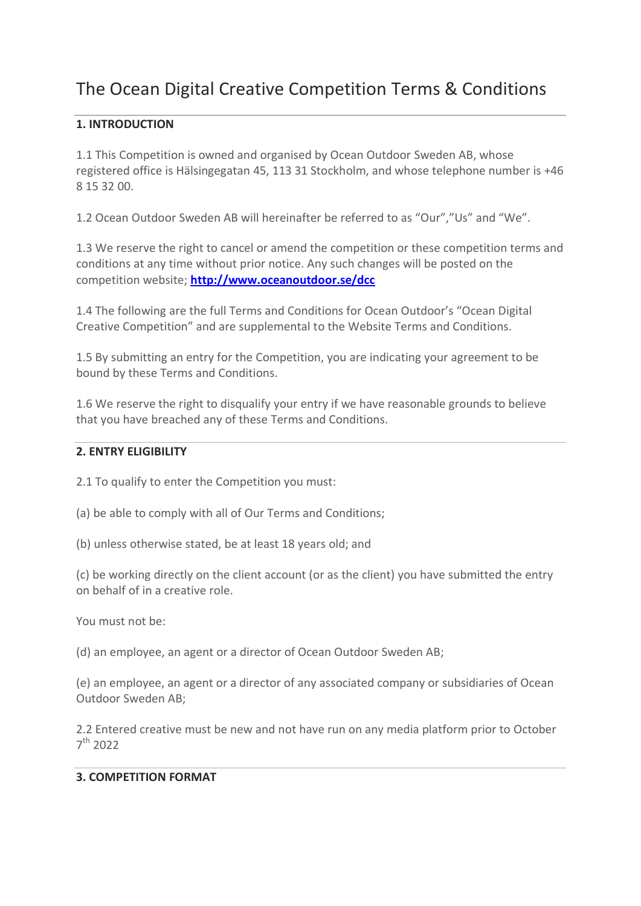# The Ocean Digital Creative Competition Terms & Conditions

## 1. INTRODUCTION

1.1 This Competition is owned and organised by Ocean Outdoor Sweden AB, whose registered office is Hälsingegatan 45, 113 31 Stockholm, and whose telephone number is +46 8 15 32 00.

1.2 Ocean Outdoor Sweden AB will hereinafter be referred to as "Our","Us" and "We".

1.3 We reserve the right to cancel or amend the competition or these competition terms and conditions at any time without prior notice. Any such changes will be posted on the competition website; **http://www.oceanoutdoor.se/dcc**

1.4 The following are the full Terms and Conditions for Ocean Outdoor's "Ocean Digital Creative Competition" and are supplemental to the Website Terms and Conditions.

1.5 By submitting an entry for the Competition, you are indicating your agreement to be bound by these Terms and Conditions.

1.6 We reserve the right to disqualify your entry if we have reasonable grounds to believe that you have breached any of these Terms and Conditions.

## 2. ENTRY ELIGIBILITY

2.1 To qualify to enter the Competition you must:

(a) be able to comply with all of Our Terms and Conditions;

(b) unless otherwise stated, be at least 18 years old; and

(c) be working directly on the client account (or as the client) you have submitted the entry on behalf of in a creative role.

You must not be:

(d) an employee, an agent or a director of Ocean Outdoor Sweden AB;

(e) an employee, an agent or a director of any associated company or subsidiaries of Ocean Outdoor Sweden AB;

2.2 Entered creative must be new and not have run on any media platform prior to October 7th 2022

## 3. COMPETITION FORMAT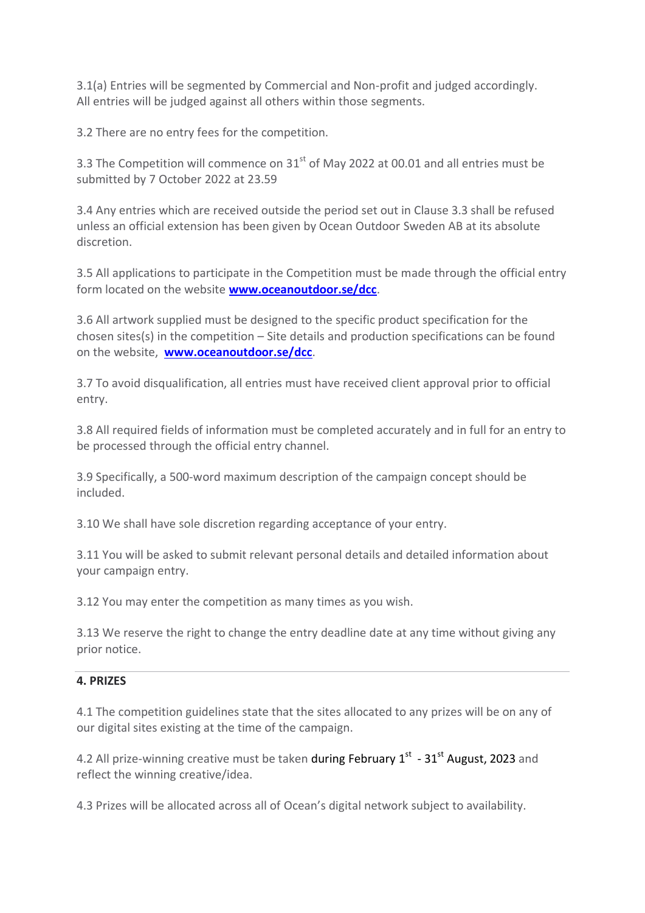3.1(a) Entries will be segmented by Commercial and Non-profit and judged accordingly. All entries will be judged against all others within those segments.

3.2 There are no entry fees for the competition.

3.3 The Competition will commence on 31st of May 2022 at 00.01 and all entries must be submitted by 7 October 2022 at 23.59

3.4 Any entries which are received outside the period set out in Clause 3.3 shall be refused unless an official extension has been given by Ocean Outdoor Sweden AB at its absolute discretion.

3.5 All applications to participate in the Competition must be made through the official entry form located on the website **www.oceanoutdoor.se/dcc**.

3.6 All artwork supplied must be designed to the specific product specification for the chosen sites(s) in the competition – Site details and production specifications can be found on the website, **www.oceanoutdoor.se/dcc**.

3.7 To avoid disqualification, all entries must have received client approval prior to official entry.

3.8 All required fields of information must be completed accurately and in full for an entry to be processed through the official entry channel.

3.9 Specifically, a 500-word maximum description of the campaign concept should be included.

3.10 We shall have sole discretion regarding acceptance of your entry.

3.11 You will be asked to submit relevant personal details and detailed information about your campaign entry.

3.12 You may enter the competition as many times as you wish.

3.13 We reserve the right to change the entry deadline date at any time without giving any prior notice.

---

**4. PRIZES**

4.1 The competition guidelines state that the sites allocated to any prizes will be on any of our digital sites existing at the time of the campaign.

4.2 All prize-winning creative must be taken during February 1st - 31st August, 2023 and reflect the winning creative/idea.

4.3 Prizes will be allocated across all of Ocean's digital network subject to availability.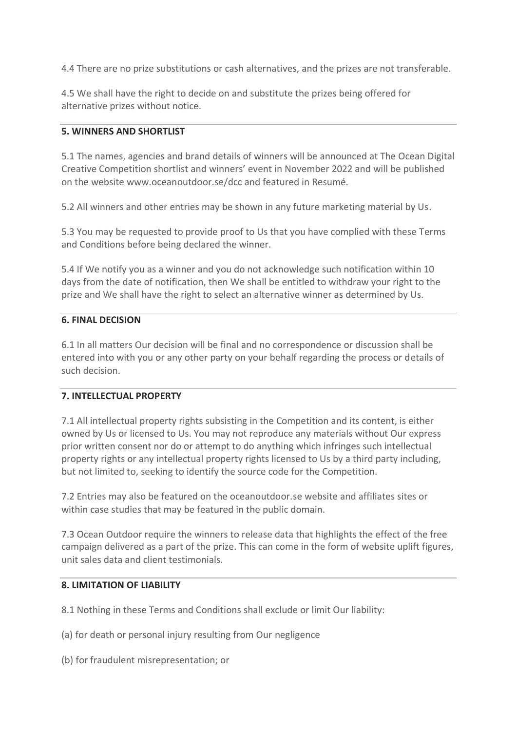4.4 There are no prize substitutions or cash alternatives, and the prizes are not transferable.

4.5 We shall have the right to decide on and substitute the prizes being offered for alternative prizes without notice.

## 5. WINNERS AND SHORTLIST

5.1 The names, agencies and brand details of winners will be announced at The Ocean Digital Creative Competition shortlist and winners' event in November 2022 and will be published on the website www.oceanoutdoor.se/dcc and featured in Resumé.

5.2 All winners and other entries may be shown in any future marketing material by Us.

5.3 You may be requested to provide proof to Us that you have complied with these Terms and Conditions before being declared the winner.

5.4 If We notify you as a winner and you do not acknowledge such notification within 10 days from the date of notification, then We shall be entitled to withdraw your right to the prize and We shall have the right to select an alternative winner as determined by Us.

## 6. FINAL DECISION

6.1 In all matters Our decision will be final and no correspondence or discussion shall be entered into with you or any other party on your behalf regarding the process or details of such decision.

## 7. INTELLECTUAL PROPERTY

7.1 All intellectual property rights subsisting in the Competition and its content, is either owned by Us or licensed to Us. You may not reproduce any materials without Our express prior written consent nor do or attempt to do anything which infringes such intellectual property rights or any intellectual property rights licensed to Us by a third party including, but not limited to, seeking to identify the source code for the Competition.

7.2 Entries may also be featured on the oceanoutdoor.se website and affiliates sites or within case studies that may be featured in the public domain.

7.3 Ocean Outdoor require the winners to release data that highlights the effect of the free campaign delivered as a part of the prize. This can come in the form of website uplift figures, unit sales data and client testimonials.

## 8. LIMITATION OF LIABILITY

8.1 Nothing in these Terms and Conditions shall exclude or limit Our liability:

(a) for death or personal injury resulting from Our negligence

(b) for fraudulent misrepresentation; or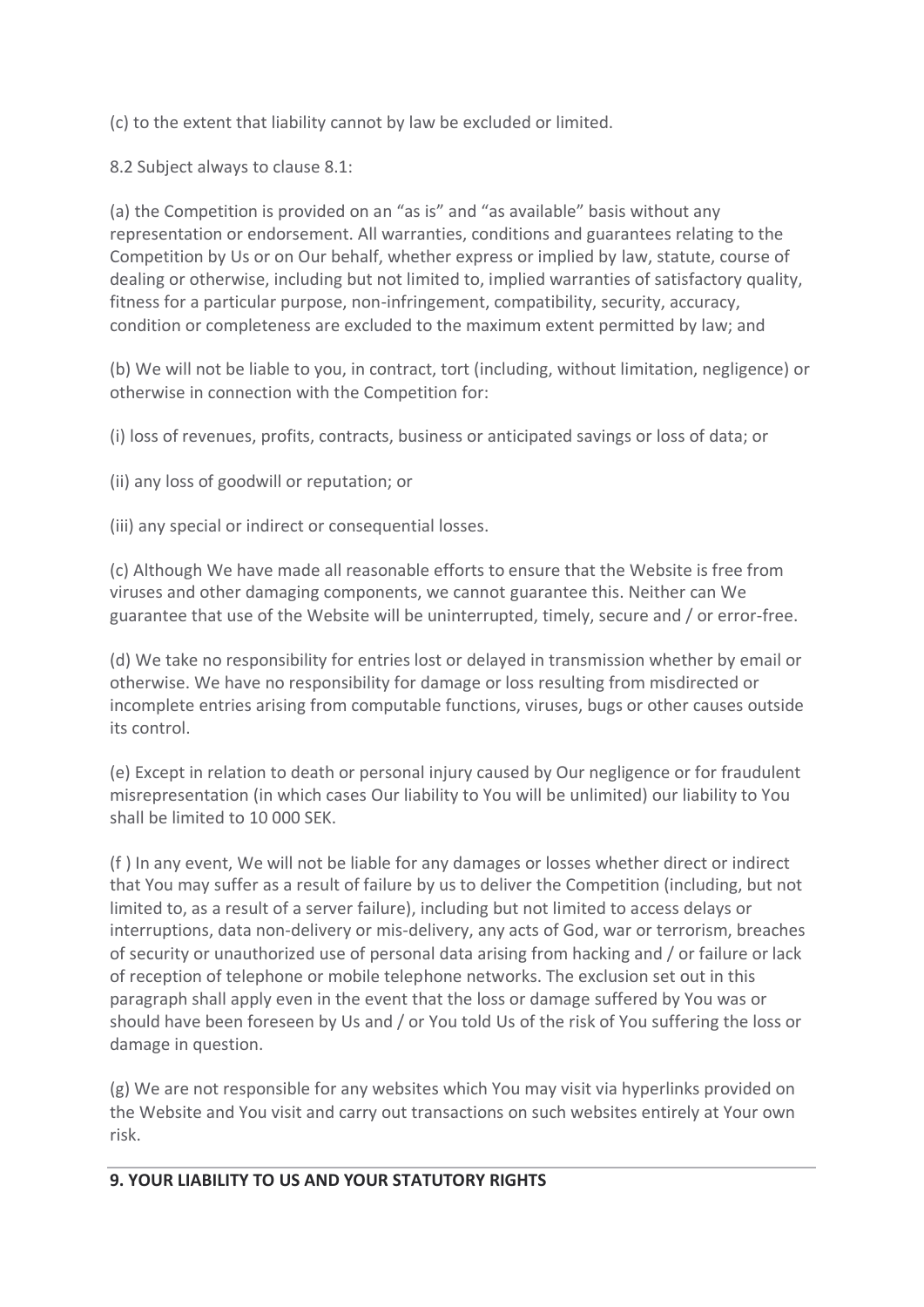(c) to the extent that liability cannot by law be excluded or limited.

8.2 Subject always to clause 8.1:

(a) the Competition is provided on an "as is" and "as available" basis without any representation or endorsement. All warranties, conditions and guarantees relating to the Competition by Us or on Our behalf, whether express or implied by law, statute, course of dealing or otherwise, including but not limited to, implied warranties of satisfactory quality, fitness for a particular purpose, non-infringement, compatibility, security, accuracy, condition or completeness are excluded to the maximum extent permitted by law; and

(b) We will not be liable to you, in contract, tort (including, without limitation, negligence) or otherwise in connection with the Competition for:

(i) loss of revenues, profits, contracts, business or anticipated savings or loss of data; or

(ii) any loss of goodwill or reputation; or

(iii) any special or indirect or consequential losses.

(c) Although We have made all reasonable efforts to ensure that the Website is free from viruses and other damaging components, we cannot guarantee this. Neither can We guarantee that use of the Website will be uninterrupted, timely, secure and / or error-free.

(d) We take no responsibility for entries lost or delayed in transmission whether by email or otherwise. We have no responsibility for damage or loss resulting from misdirected or incomplete entries arising from computable functions, viruses, bugs or other causes outside its control.

(e) Except in relation to death or personal injury caused by Our negligence or for fraudulent misrepresentation (in which cases Our liability to You will be unlimited) our liability to You shall be limited to 10 000 SEK.

(f ) In any event, We will not be liable for any damages or losses whether direct or indirect that You may suffer as a result of failure by us to deliver the Competition (including, but not limited to, as a result of a server failure), including but not limited to access delays or interruptions, data non-delivery or mis-delivery, any acts of God, war or terrorism, breaches of security or unauthorized use of personal data arising from hacking and / or failure or lack of reception of telephone or mobile telephone networks. The exclusion set out in this paragraph shall apply even in the event that the loss or damage suffered by You was or should have been foreseen by Us and / or You told Us of the risk of You suffering the loss or damage in question.

(g) We are not responsible for any websites which You may visit via hyperlinks provided on the Website and You visit and carry out transactions on such websites entirely at Your own risk.

## 9. YOUR LIABILITY TO US AND YOUR STATUTORY RIGHTS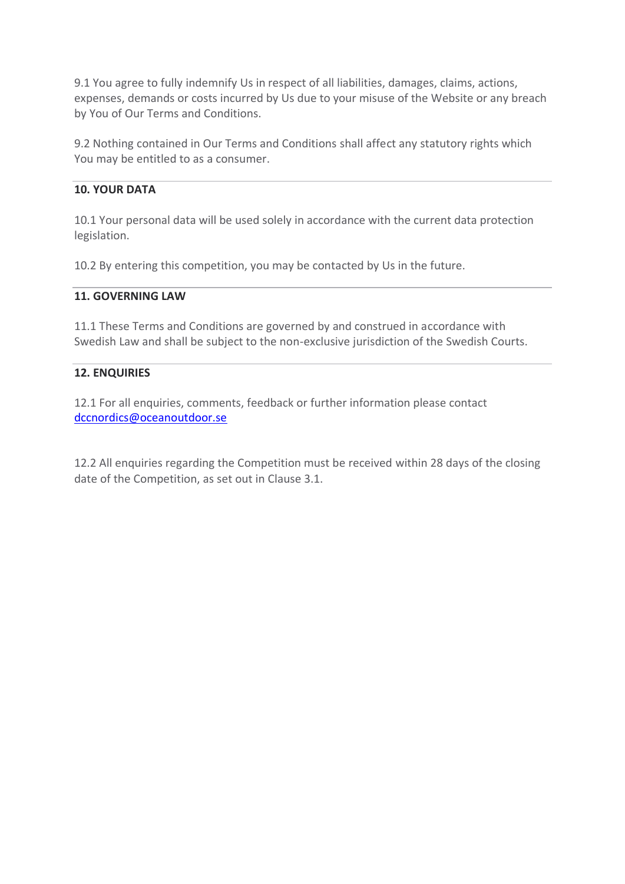9.1 You agree to fully indemnify Us in respect of all liabilities, damages, claims, actions, expenses, demands or costs incurred by Us due to your misuse of the Website or any breach by You of Our Terms and Conditions.

9.2 Nothing contained in Our Terms and Conditions shall affect any statutory rights which You may be entitled to as a consumer.

---

**10. YOUR DATA**

10.1 Your personal data will be used solely in accordance with the current data protection legislation.

10.2 By entering this competition, you may be contacted by Us in the future.

---

**11. GOVERNING LAW**

11.1 These Terms and Conditions are governed by and construed in accordance with Swedish Law and shall be subject to the non-exclusive jurisdiction of the Swedish Courts.

---

**12. ENQUIRIES**

12.1 For all enquiries, comments, feedback or further information please contact [dccnordics@oceanoutdoor.se](mailto:dccnordics@oceanoutdoor.se)

12.2 All enquiries regarding the Competition must be received within 28 days of the closing date of the Competition, as set out in Clause 3.1.